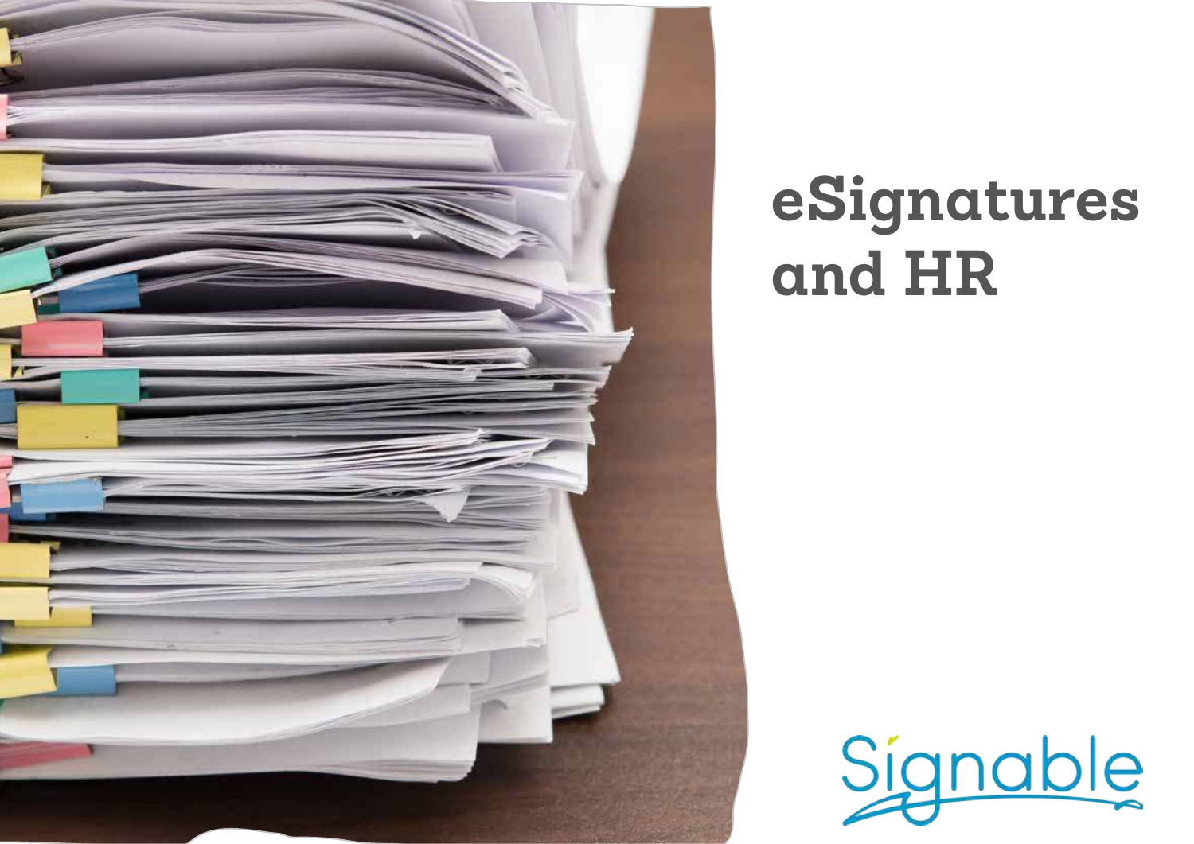# eSignatures and HR

Signable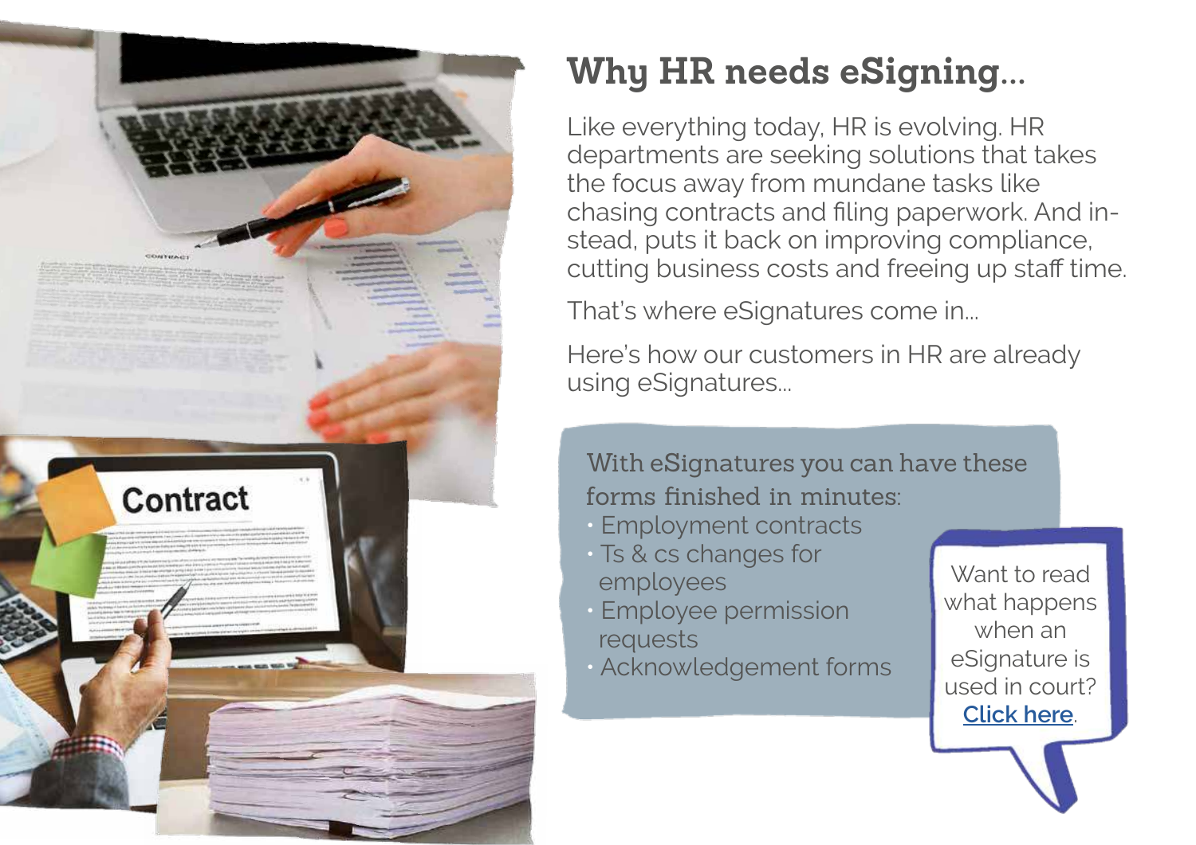# Why HR needs eSigning...

Like everything today, HR is evolving. HR departments are seeking solutions that takes the focus away from mundane tasks like chasing contracts and filing paperwork. And instead, puts it back on improving compliance, cutting business costs and freeing up staff time.

That's where eSignatures come in...

Here's how our customers in HR are already using eSignatures...

With eSignatures you can have these forms finished in minutes:

- Employment contracts
- Ts & cs changes for employees
- Employee permission requests
- Acknowledgement forms

Want to read what happens when an eSignature is used in court? **Click here**.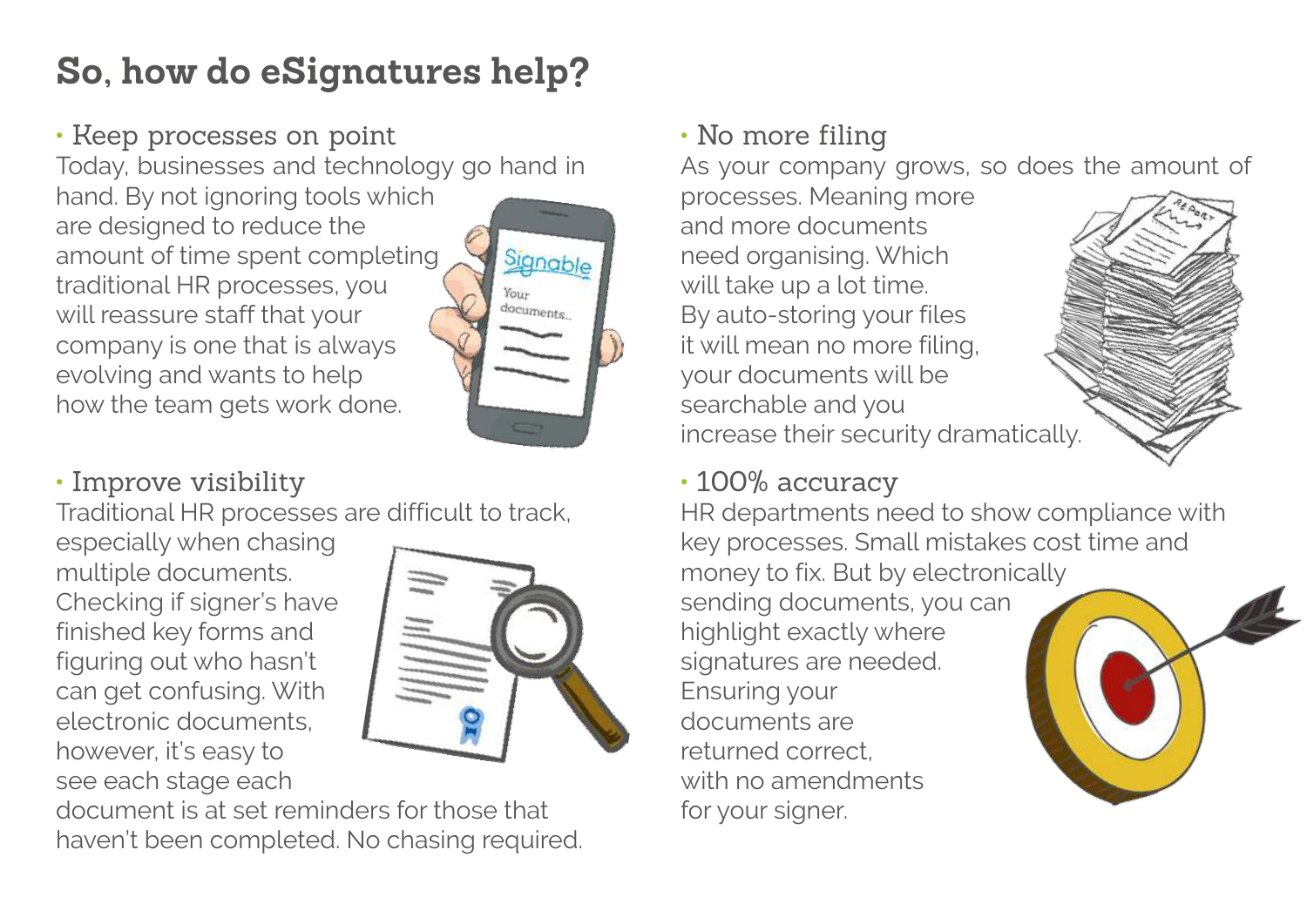# So, how do eSignatures help?

## • Keep processes on point

Today, businesses and technology go hand in hand. By not ignoring tools which are designed to reduce the amount of time spent completing traditional HR processes, you will reassure staff that your company is one that is always evolving and wants to help how the team gets work done.

## • Improve visibility

Traditional HR processes are difficult to track, especially when chasing multiple documents. Checking if signer's have finished key forms and figuring out who hasn't can get confusing. With electronic documents, however, it's easy to see each stage each document is at set reminders for those that haven't been completed. No chasing required.

## • No more filing

As your company grows, so does the amount of processes. Meaning more and more documents need organising. Which will take up a lot time. By auto-storing your files it will mean no more filing, your documents will be searchable and you increase their security dramatically.

## • 100% accuracy

HR departments need to show compliance with key processes. Small mistakes cost time and money to fix. But by electronically sending documents, you can highlight exactly where signatures are needed. Ensuring your documents are returned correct, with no amendments for your signer.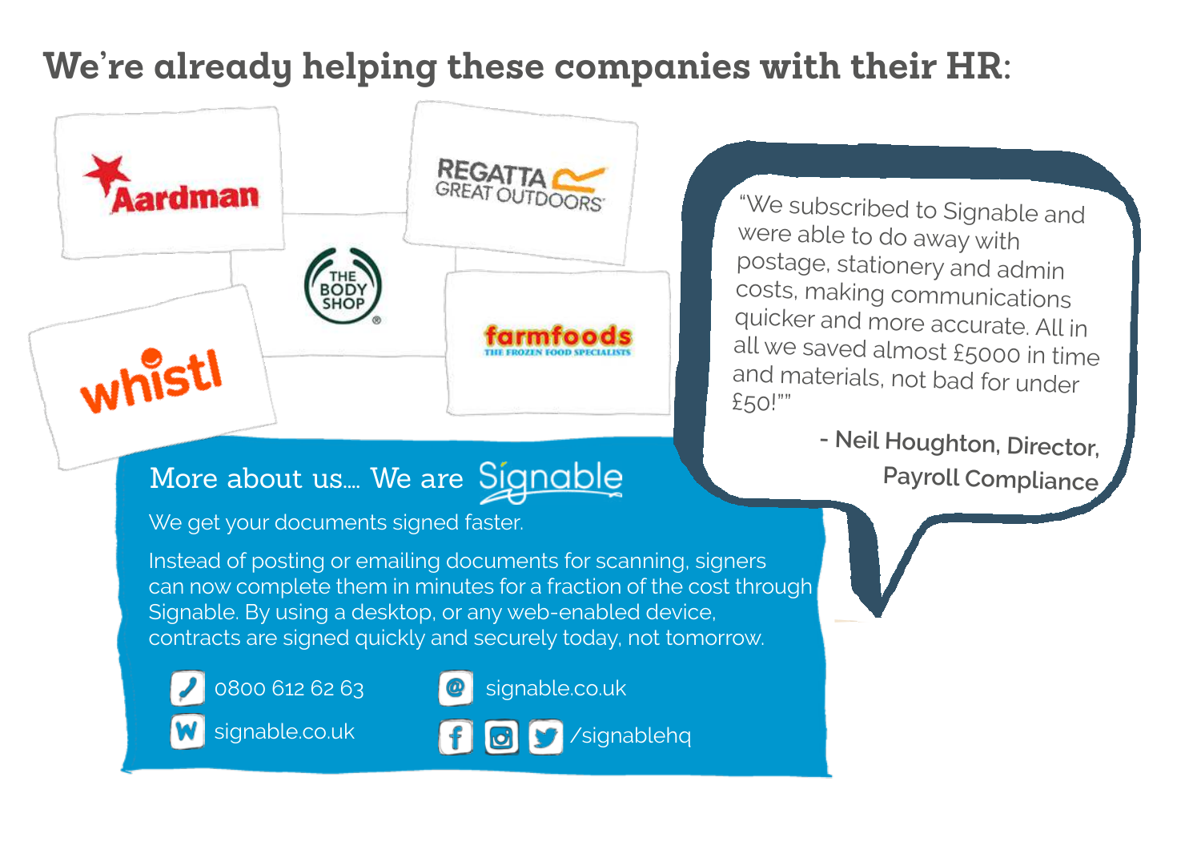# We're already helping these companies with their HR:

Aardman

REGATTA GREAT OUTDOORS

THE BODY SHOP

farmfoods
THE FROZEN FOOD SPECIALISTS

whistl

"We subscribed to Signable and were able to do away with postage, stationery and admin costs, making communications quicker and more accurate. All in all we saved almost £5000 in time and materials, not bad for under £50!""

- Neil Houghton, Director, Payroll Compliance

## More about us.... We are Signable

We get your documents signed faster.

Instead of posting or emailing documents for scanning, signers can now complete them in minutes for a fraction of the cost through Signable. By using a desktop, or any web-enabled device, contracts are signed quickly and securely today, not tomorrow.

0800 612 62 63

signable.co.uk

signable.co.uk

/signablehq